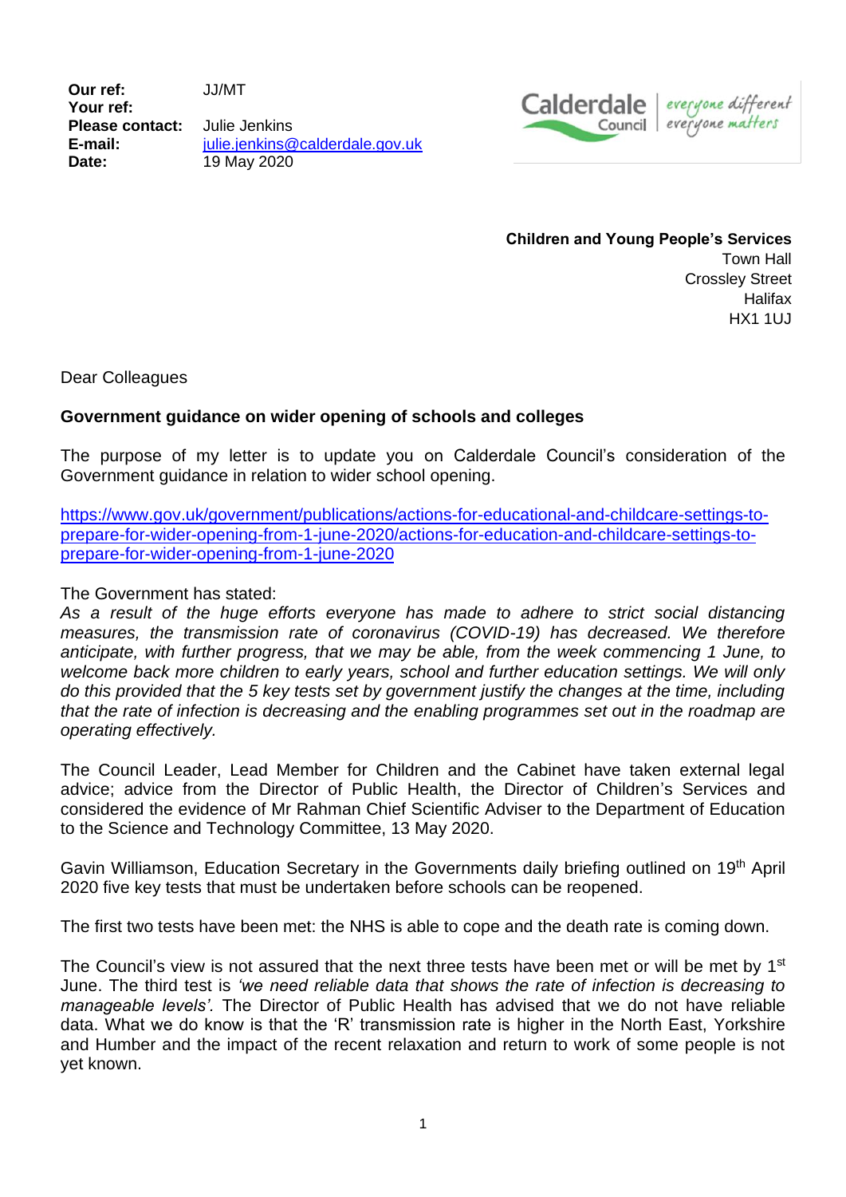**Our ref:** JJ/MT
**Your ref:**
**Please contact:** Julie Jenkins
**E-mail:** julie.jenkins@calderdale.gov.uk
**Date:** 19 May 2020

Calderdale Council | everyone different everyone matters

**Children and Young People's Services**
Town Hall
Crossley Street
Halifax
HX1 1UJ

Dear Colleagues

**Government guidance on wider opening of schools and colleges**

The purpose of my letter is to update you on Calderdale Council's consideration of the Government guidance in relation to wider school opening.

https://www.gov.uk/government/publications/actions-for-educational-and-childcare-settings-to-prepare-for-wider-opening-from-1-june-2020/actions-for-education-and-childcare-settings-to-prepare-for-wider-opening-from-1-june-2020

The Government has stated:
*As a result of the huge efforts everyone has made to adhere to strict social distancing measures, the transmission rate of coronavirus (COVID-19) has decreased. We therefore anticipate, with further progress, that we may be able, from the week commencing 1 June, to welcome back more children to early years, school and further education settings. We will only do this provided that the 5 key tests set by government justify the changes at the time, including that the rate of infection is decreasing and the enabling programmes set out in the roadmap are operating effectively.*

The Council Leader, Lead Member for Children and the Cabinet have taken external legal advice; advice from the Director of Public Health, the Director of Children's Services and considered the evidence of Mr Rahman Chief Scientific Adviser to the Department of Education to the Science and Technology Committee, 13 May 2020.

Gavin Williamson, Education Secretary in the Governments daily briefing outlined on 19th April 2020 five key tests that must be undertaken before schools can be reopened.

The first two tests have been met: the NHS is able to cope and the death rate is coming down.

The Council's view is not assured that the next three tests have been met or will be met by 1st June. The third test is *'we need reliable data that shows the rate of infection is decreasing to manageable levels'.* The Director of Public Health has advised that we do not have reliable data. What we do know is that the 'R' transmission rate is higher in the North East, Yorkshire and Humber and the impact of the recent relaxation and return to work of some people is not yet known.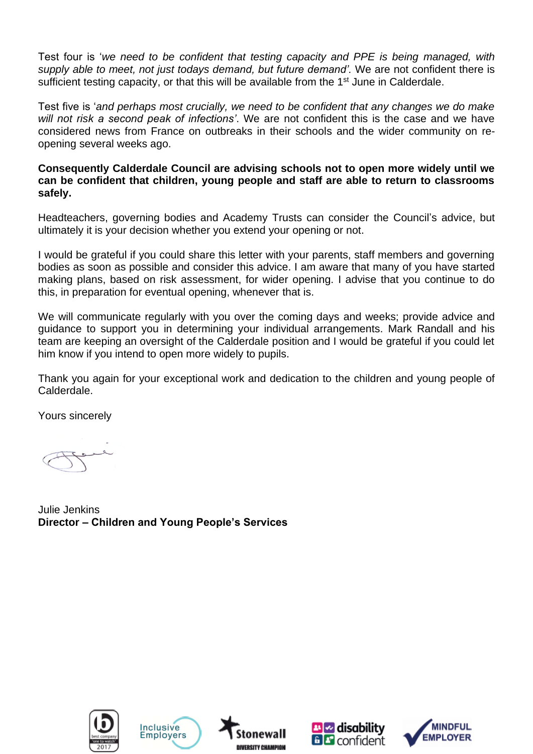Test four is '*we need to be confident that testing capacity and PPE is being managed, with supply able to meet, not just todays demand, but future demand'*. We are not confident there is sufficient testing capacity, or that this will be available from the 1st June in Calderdale.

Test five is '*and perhaps most crucially, we need to be confident that any changes we do make will not risk a second peak of infections'*. We are not confident this is the case and we have considered news from France on outbreaks in their schools and the wider community on re-opening several weeks ago.

**Consequently Calderdale Council are advising schools not to open more widely until we can be confident that children, young people and staff are able to return to classrooms safely.**

Headteachers, governing bodies and Academy Trusts can consider the Council's advice, but ultimately it is your decision whether you extend your opening or not.

I would be grateful if you could share this letter with your parents, staff members and governing bodies as soon as possible and consider this advice. I am aware that many of you have started making plans, based on risk assessment, for wider opening. I advise that you continue to do this, in preparation for eventual opening, whenever that is.

We will communicate regularly with you over the coming days and weeks; provide advice and guidance to support you in determining your individual arrangements. Mark Randall and his team are keeping an oversight of the Calderdale position and I would be grateful if you could let him know if you intend to open more widely to pupils.

Thank you again for your exceptional work and dedication to the children and young people of Calderdale.

Yours sincerely

Julie Jenkins
**Director – Children and Young People's Services**